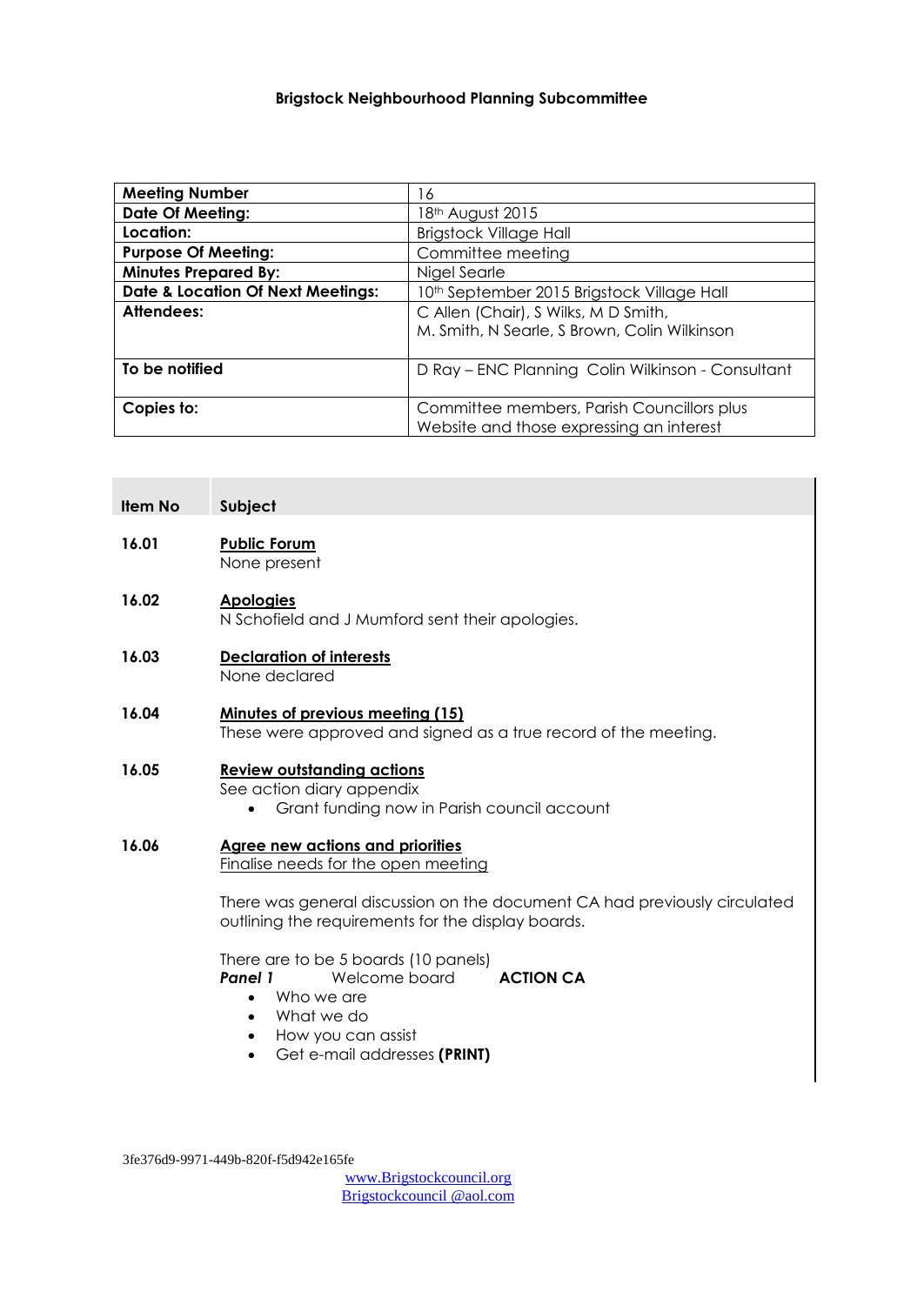**Brigstock Neighbourhood Planning Subcommittee**

| | |
|---|---|
| **Meeting Number** | 16 |
| **Date Of Meeting:** | 18th August 2015 |
| **Location:** | Brigstock Village Hall |
| **Purpose Of Meeting:** | Committee meeting |
| **Minutes Prepared By:** | Nigel Searle |
| **Date & Location Of Next Meetings:** | 10th September 2015 Brigstock Village Hall |
| **Attendees:** | C Allen (Chair), S Wilks, M D Smith, M. Smith, N Searle, S Brown, Colin Wilkinson |
| **To be notified** | D Ray – ENC Planning  Colin Wilkinson - Consultant |
| **Copies to:** | Committee members, Parish Councillors plus Website and those expressing an interest |

| **Item No** | **Subject** |
|---|---|

**16.01** **Public Forum**
None present

**16.02** **Apologies**
N Schofield and J Mumford sent their apologies.

**16.03** **Declaration of interests**
None declared

**16.04** **Minutes of previous meeting (15)**
These were approved and signed as a true record of the meeting.

**16.05** **Review outstanding actions**
See action diary appendix

- Grant funding now in Parish council account

**16.06** **Agree new actions and priorities**
Finalise needs for the open meeting

There was general discussion on the document CA had previously circulated outlining the requirements for the display boards.

There are to be 5 boards (10 panels)
***Panel 1*** Welcome board **ACTION CA**

- Who we are
- What we do
- How you can assist
- Get e-mail addresses **(PRINT)**

3fe376d9-9971-449b-820f-f5d942e165fe

www.Brigstockcouncil.org
Brigstockcouncil @aol.com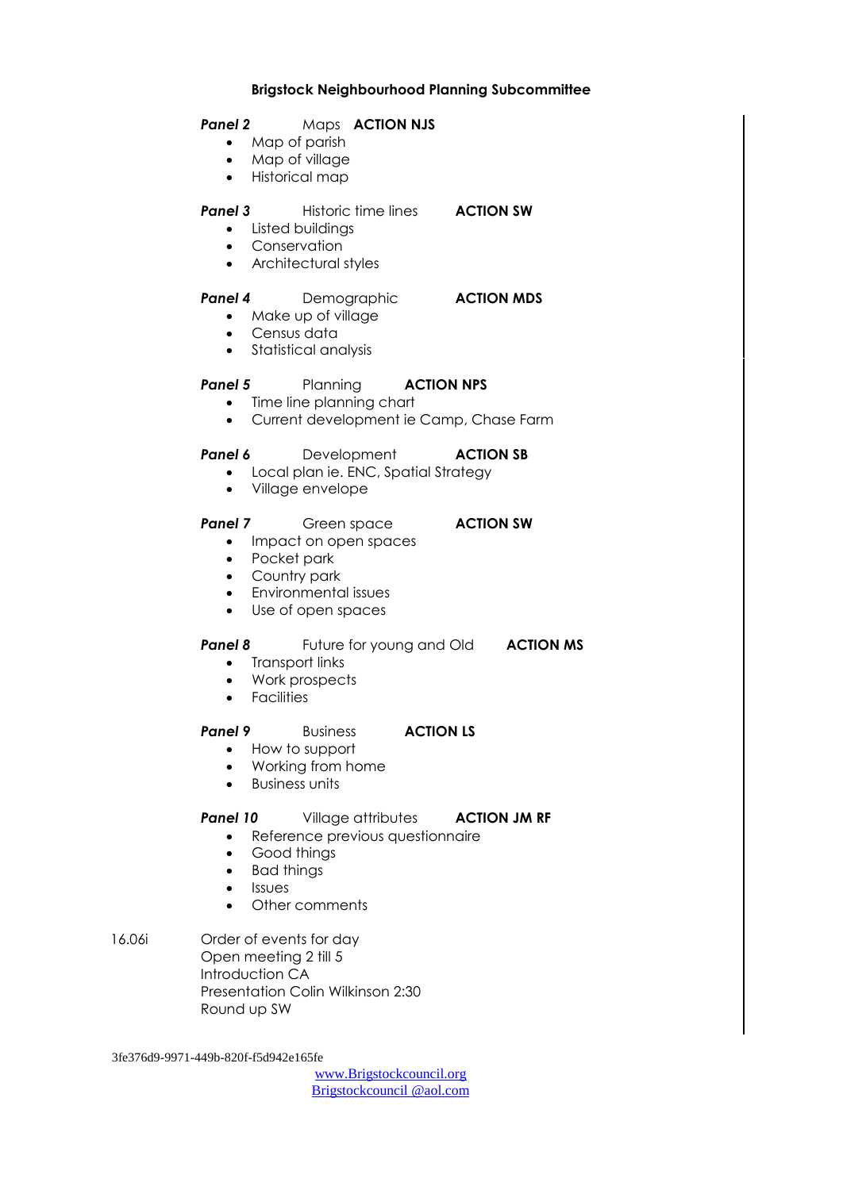**Brigstock Neighbourhood Planning Subcommittee**

***Panel 2*** Maps **ACTION NJS**

- Map of parish
- Map of village
- Historical map

***Panel 3*** Historic time lines **ACTION SW**

- Listed buildings
- Conservation
- Architectural styles

***Panel 4*** Demographic **ACTION MDS**

- Make up of village
- Census data
- Statistical analysis

***Panel 5*** Planning **ACTION NPS**

- Time line planning chart
- Current development ie Camp, Chase Farm

***Panel 6*** Development **ACTION SB**

- Local plan ie. ENC, Spatial Strategy
- Village envelope

***Panel 7*** Green space **ACTION SW**

- Impact on open spaces
- Pocket park
- Country park
- Environmental issues
- Use of open spaces

***Panel 8*** Future for young and Old **ACTION MS**

- Transport links
- Work prospects
- Facilities

***Panel 9*** Business **ACTION LS**

- How to support
- Working from home
- Business units

***Panel 10*** Village attributes **ACTION JM RF**

- Reference previous questionnaire
- Good things
- Bad things
- Issues
- Other comments

16.06i Order of events for day
Open meeting 2 till 5
Introduction CA
Presentation Colin Wilkinson 2:30
Round up SW

3fe376d9-9971-449b-820f-f5d942e165fe

www.Brigstockcouncil.org
Brigstockcouncil @aol.com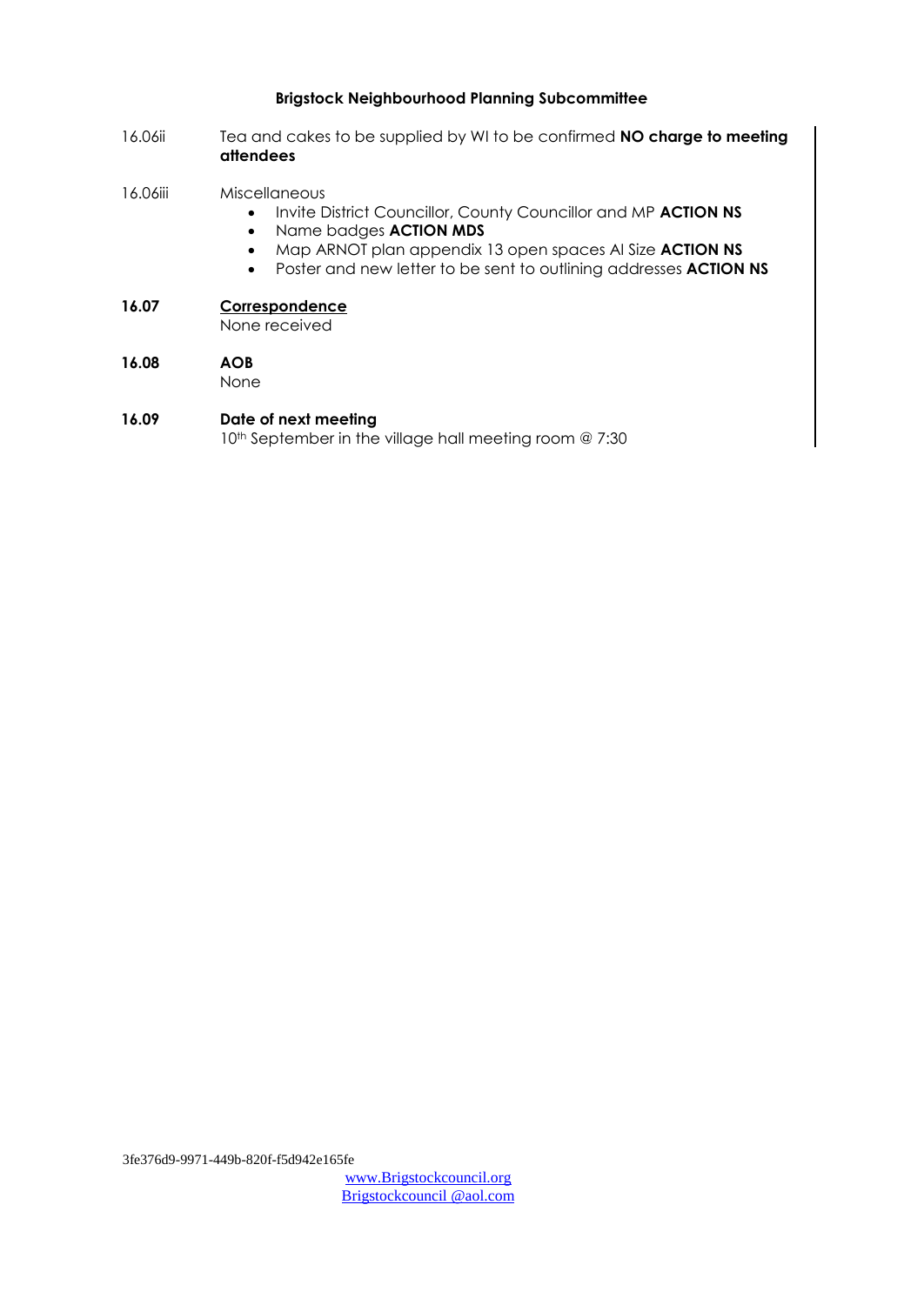**Brigstock Neighbourhood Planning Subcommittee**

16.06ii Tea and cakes to be supplied by WI to be confirmed **NO charge to meeting attendees**

16.06iii Miscellaneous

- Invite District Councillor, County Councillor and MP **ACTION NS**
- Name badges **ACTION MDS**
- Map ARNOT plan appendix 13 open spaces AI Size **ACTION NS**
- Poster and new letter to be sent to outlining addresses **ACTION NS**

**16.07** **Correspondence**

None received

**16.08** **AOB**

None

**16.09** **Date of next meeting**

10th September in the village hall meeting room @ 7:30

3fe376d9-9971-449b-820f-f5d942e165fe

www.Brigstockcouncil.org
Brigstockcouncil @aol.com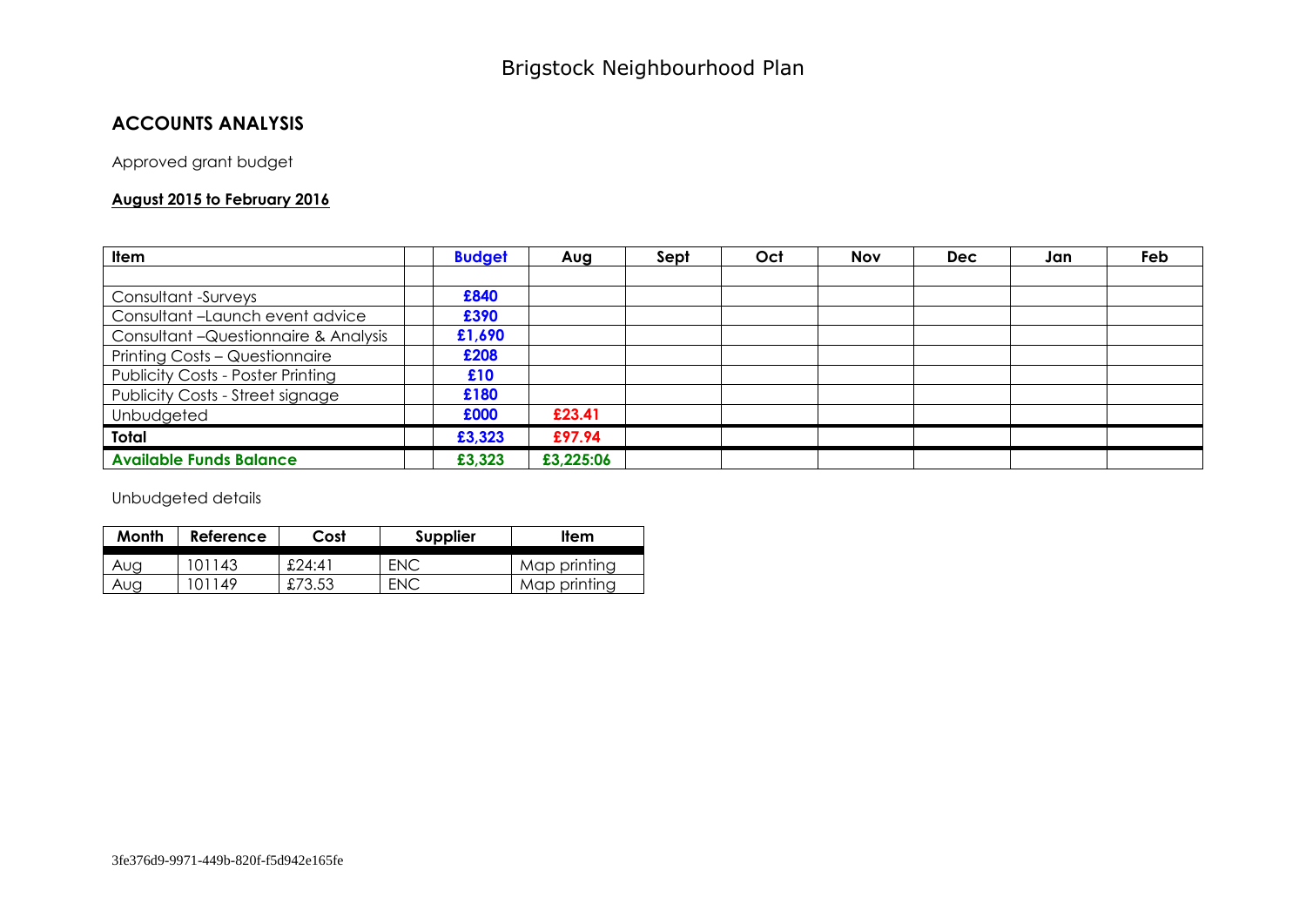# Brigstock Neighbourhood Plan

## ACCOUNTS ANALYSIS

Approved grant budget

**August 2015 to February 2016**

| Item | | Budget | Aug | Sept | Oct | Nov | Dec | Jan | Feb |
|---|---|---|---|---|---|---|---|---|---|
| | | | | | | | | | |
| Consultant -Surveys | | **£840** | | | | | | | |
| Consultant –Launch event advice | | **£390** | | | | | | | |
| Consultant –Questionnaire & Analysis | | **£1,690** | | | | | | | |
| Printing Costs – Questionnaire | | **£208** | | | | | | | |
| Publicity Costs - Poster Printing | | **£10** | | | | | | | |
| Publicity Costs - Street signage | | **£180** | | | | | | | |
| Unbudgeted | | **£000** | **£23.41** | | | | | | |
| **Total** | | **£3,323** | **£97.94** | | | | | | |
| **Available Funds Balance** | | **£3,323** | **£3,225:06** | | | | | | |

Unbudgeted details

| Month | Reference | Cost | Supplier | Item |
|---|---|---|---|---|
| Aug | 101143 | £24:41 | ENC | Map printing |
| Aug | 101149 | £73.53 | ENC | Map printing |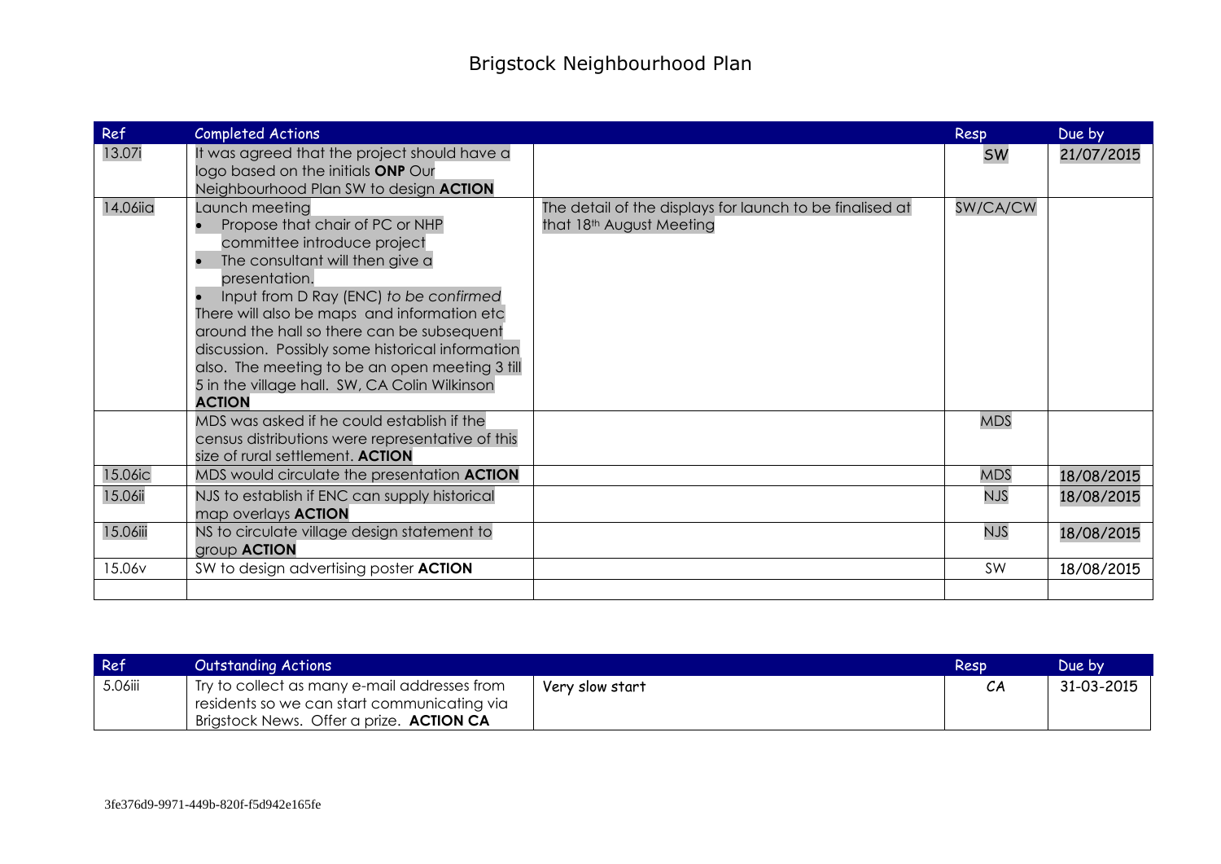# Brigstock Neighbourhood Plan

| Ref | Completed Actions | | Resp | Due by |
|---|---|---|---|---|
| 13.07i | It was agreed that the project should have a logo based on the initials **ONP** Our Neighbourhood Plan SW to design **ACTION** | | SW | 21/07/2015 |
| 14.06iia | Launch meeting<br>• Propose that chair of PC or NHP committee introduce project<br>• The consultant will then give a presentation.<br>• Input from D Ray (ENC) *to be confirmed*<br>There will also be maps and information etc around the hall so there can be subsequent discussion. Possibly some historical information also. The meeting to be an open meeting 3 till 5 in the village hall. SW, CA Colin Wilkinson **ACTION** | The detail of the displays for launch to be finalised at that 18th August Meeting | SW/CA/CW | |
| | MDS was asked if he could establish if the census distributions were representative of this size of rural settlement. **ACTION** | | MDS | |
| 15.06ic | MDS would circulate the presentation **ACTION** | | MDS | 18/08/2015 |
| 15.06ii | NJS to establish if ENC can supply historical map overlays **ACTION** | | NJS | 18/08/2015 |
| 15.06iii | NS to circulate village design statement to group **ACTION** | | NJS | 18/08/2015 |
| 15.06v | SW to design advertising poster **ACTION** | | SW | 18/08/2015 |
| | | | | |

| Ref | Outstanding Actions | | Resp | Due by |
|---|---|---|---|---|
| 5.06iii | Try to collect as many e-mail addresses from residents so we can start communicating via Brigstock News. Offer a prize. **ACTION CA** | Very slow start | CA | 31-03-2015 |

3fe376d9-9971-449b-820f-f5d942e165fe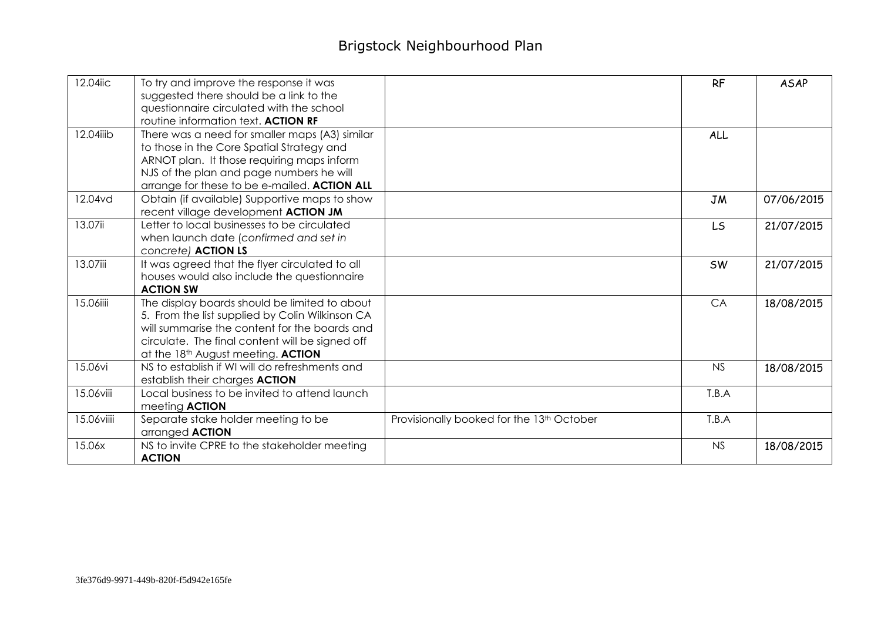| 12.04iic | To try and improve the response it was suggested there should be a link to the questionnaire circulated with the school routine information text. **ACTION RF** | | RF | ASAP |
|---|---|---|---|---|
| 12.04iiib | There was a need for smaller maps (A3) similar to those in the Core Spatial Strategy and ARNOT plan. It those requiring maps inform NJS of the plan and page numbers he will arrange for these to be e-mailed. **ACTION ALL** | | ALL | |
| 12.04vd | Obtain (if available) Supportive maps to show recent village development **ACTION JM** | | JM | 07/06/2015 |
| 13.07ii | Letter to local businesses to be circulated when launch date (*confirmed and set in concrete)* **ACTION LS** | | LS | 21/07/2015 |
| 13.07iii | It was agreed that the flyer circulated to all houses would also include the questionnaire **ACTION SW** | | SW | 21/07/2015 |
| 15.06iiii | The display boards should be limited to about 5. From the list supplied by Colin Wilkinson CA will summarise the content for the boards and circulate. The final content will be signed off at the 18th August meeting. **ACTION** | | CA | 18/08/2015 |
| 15.06vi | NS to establish if WI will do refreshments and establish their charges **ACTION** | | NS | 18/08/2015 |
| 15.06viii | Local business to be invited to attend launch meeting **ACTION** | | T.B.A | |
| 15.06viiii | Separate stake holder meeting to be arranged **ACTION** | Provisionally booked for the 13th October | T.B.A | |
| 15.06x | NS to invite CPRE to the stakeholder meeting **ACTION** | | NS | 18/08/2015 |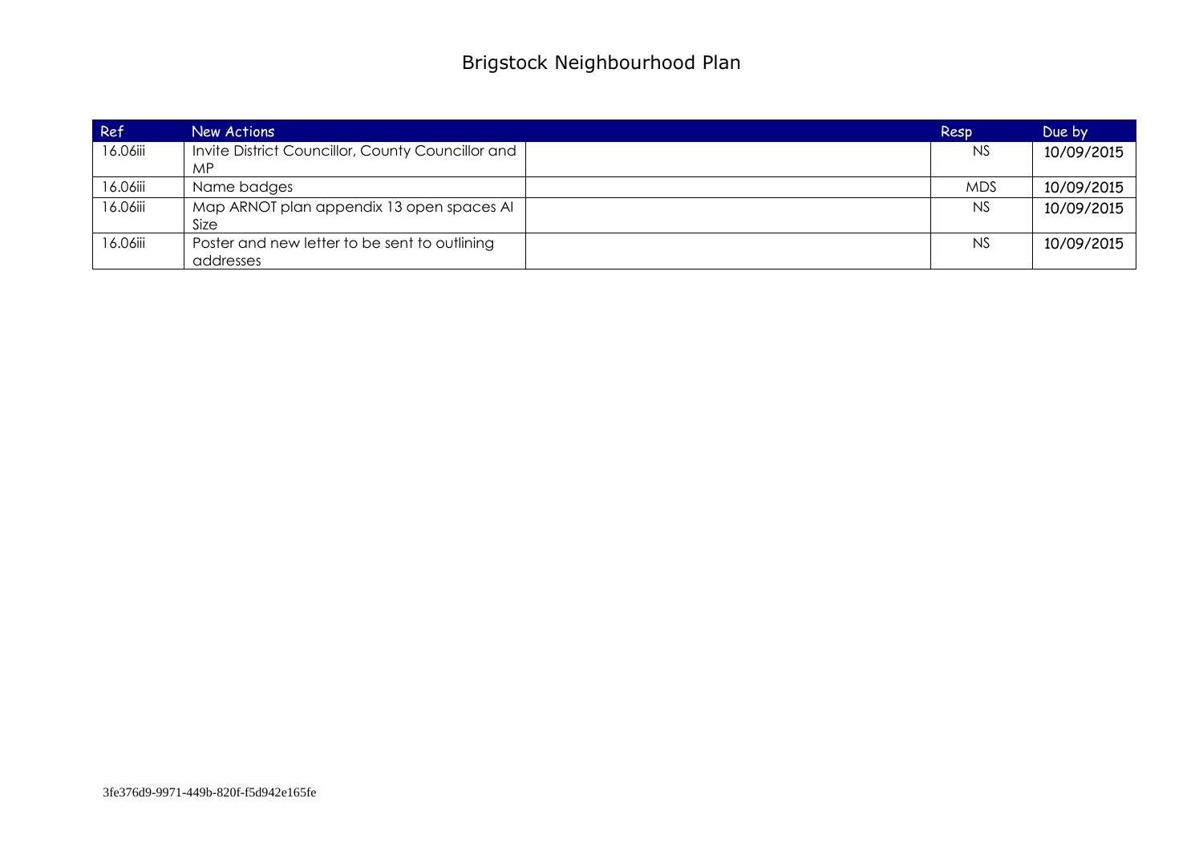# Brigstock Neighbourhood Plan

| Ref | New Actions | | Resp | Due by |
|---|---|---|---|---|
| 16.06iii | Invite District Councillor, County Councillor and MP | | NS | 10/09/2015 |
| 16.06iii | Name badges | | MDS | 10/09/2015 |
| 16.06iii | Map ARNOT plan appendix 13 open spaces AI Size | | NS | 10/09/2015 |
| 16.06iii | Poster and new letter to be sent to outlining addresses | | NS | 10/09/2015 |

3fe376d9-9971-449b-820f-f5d942e165fe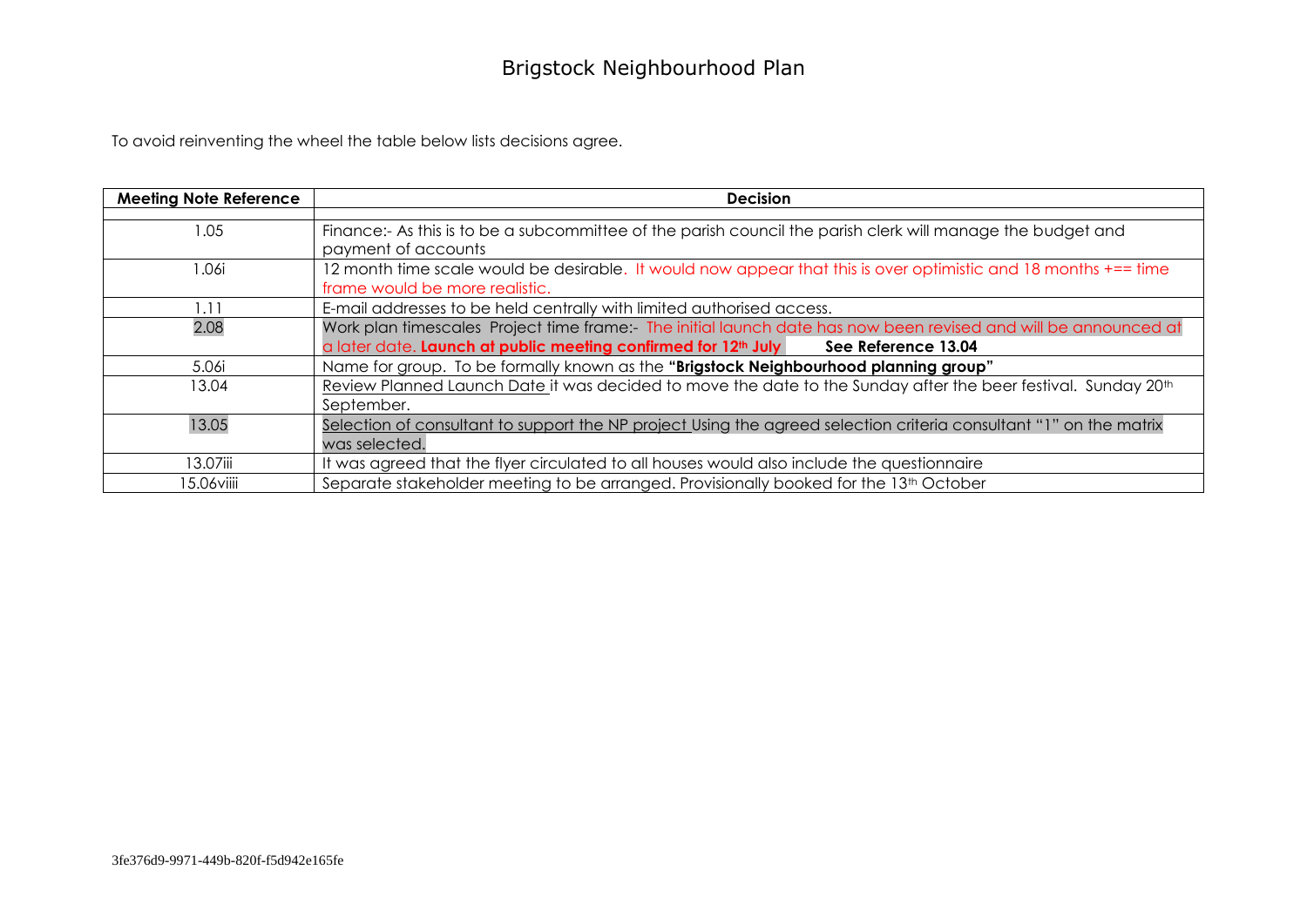# Brigstock Neighbourhood Plan

To avoid reinventing the wheel the table below lists decisions agree.

| Meeting Note Reference | Decision |
|---|---|
| | |
| 1.05 | Finance:- As this is to be a subcommittee of the parish council the parish clerk will manage the budget and payment of accounts |
| 1.06i | 12 month time scale would be desirable. It would now appear that this is over optimistic and 18 months +== time frame would be more realistic. |
| 1.11 | E-mail addresses to be held centrally with limited authorised access. |
| 2.08 | Work plan timescales Project time frame:- The initial launch date has now been revised and will be announced at a later date. **Launch at public meeting confirmed for 12th July** **See Reference 13.04** |
| 5.06i | Name for group. To be formally known as the **"Brigstock Neighbourhood planning group"** |
| 13.04 | Review Planned Launch Date it was decided to move the date to the Sunday after the beer festival. Sunday 20th September. |
| 13.05 | Selection of consultant to support the NP project Using the agreed selection criteria consultant "1" on the matrix was selected. |
| 13.07iii | It was agreed that the flyer circulated to all houses would also include the questionnaire |
| 15.06viiii | Separate stakeholder meeting to be arranged. Provisionally booked for the 13th October |